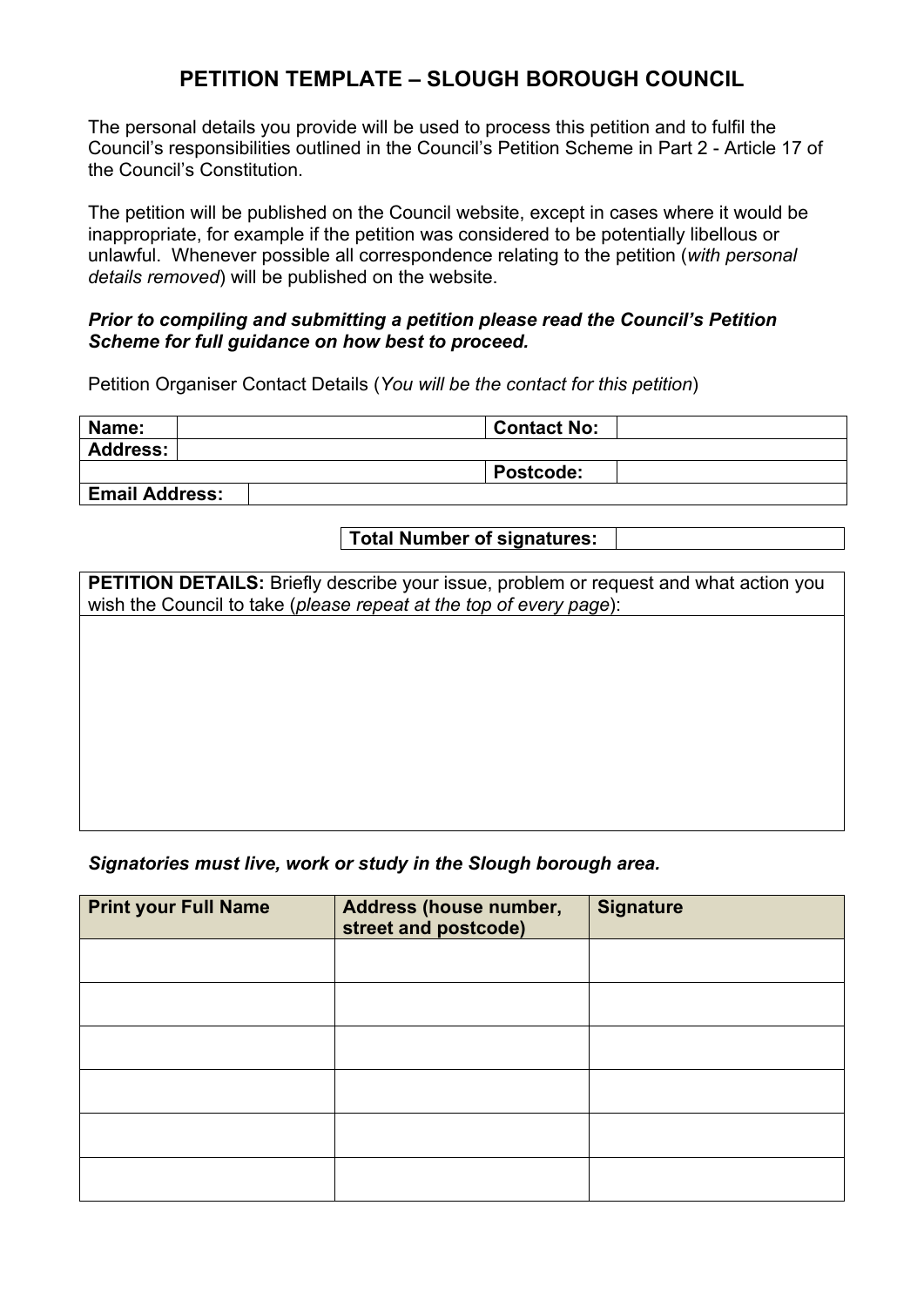# PETITION TEMPLATE – SLOUGH BOROUGH COUNCIL

The personal details you provide will be used to process this petition and to fulfil the Council's responsibilities outlined in the Council's Petition Scheme in Part 2 - Article 17 of the Council's Constitution.

The petition will be published on the Council website, except in cases where it would be inappropriate, for example if the petition was considered to be potentially libellous or unlawful. Whenever possible all correspondence relating to the petition (*with personal details removed*) will be published on the website.

***Prior to compiling and submitting a petition please read the Council's Petition Scheme for full guidance on how best to proceed.***

Petition Organiser Contact Details (*You will be the contact for this petition*)

| **Name:** | | **Contact No:** | |
|---|---|---|---|
| **Address:** | | | |
| | | **Postcode:** | |
| **Email Address:** | | | |

| **Total Number of signatures:** | |
|---|---|

| **PETITION DETAILS:** Briefly describe your issue, problem or request and what action you wish the Council to take (*please repeat at the top of every page*): |
|---|
| |

***Signatories must live, work or study in the Slough borough area.***

| Print your Full Name | Address (house number, street and postcode) | Signature |
|---|---|---|
| | | |
| | | |
| | | |
| | | |
| | | |
| | | |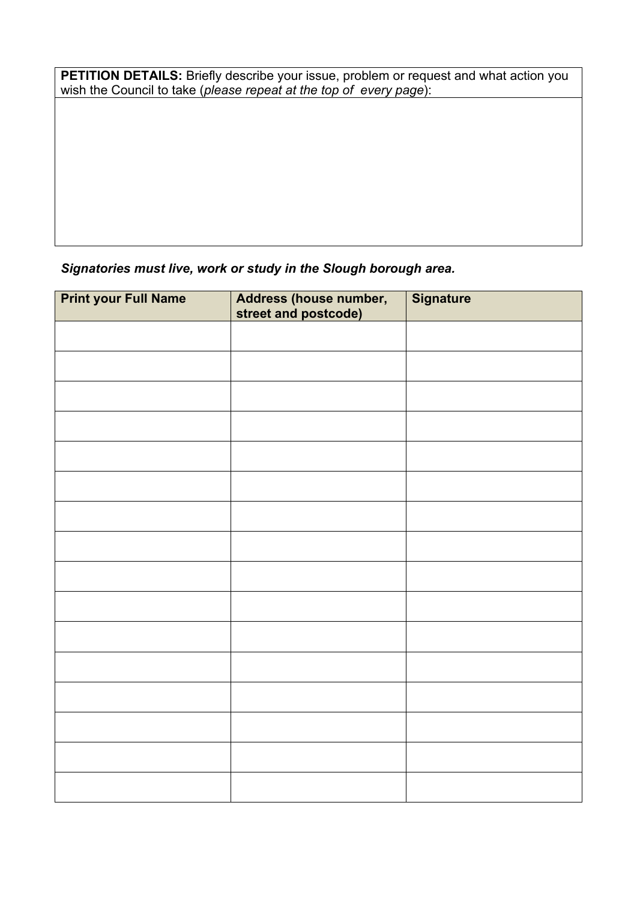| **PETITION DETAILS:** Briefly describe your issue, problem or request and what action you wish the Council to take (*please repeat at the top of every page*): |
|---|
| |

***Signatories must live, work or study in the Slough borough area.***

| **Print your Full Name** | **Address (house number, street and postcode)** | **Signature** |
|---|---|---|
| | | |
| | | |
| | | |
| | | |
| | | |
| | | |
| | | |
| | | |
| | | |
| | | |
| | | |
| | | |
| | | |
| | | |
| | | |
| | | |